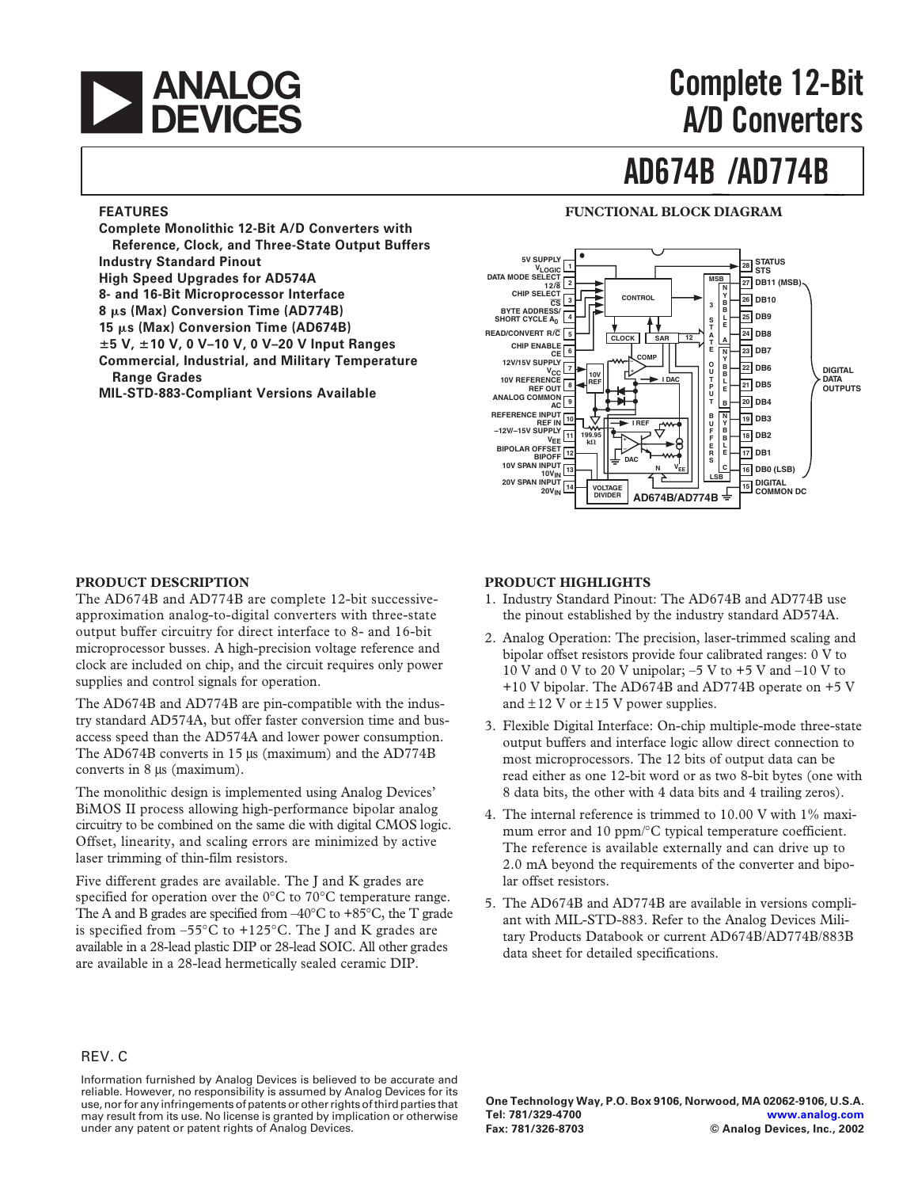# Complete 12-Bit A/D Converters

# AD674B/AD774B

## FEATURES

**Complete Monolithic 12-Bit A/D Converters with Reference, Clock, and Three-State Output Buffers**
**Industry Standard Pinout**
**High Speed Upgrades for AD574A**
**8- and 16-Bit Microprocessor Interface**
**8 μs (Max) Conversion Time (AD774B)**
**15 μs (Max) Conversion Time (AD674B)**
**±5 V, ±10 V, 0 V–10 V, 0 V–20 V Input Ranges**
**Commercial, Industrial, and Military Temperature Range Grades**
**MIL-STD-883-Compliant Versions Available**

## FUNCTIONAL BLOCK DIAGRAM

## PRODUCT DESCRIPTION

The AD674B and AD774B are complete 12-bit successive-approximation analog-to-digital converters with three-state output buffer circuitry for direct interface to 8- and 16-bit microprocessor busses. A high-precision voltage reference and clock are included on chip, and the circuit requires only power supplies and control signals for operation.

The AD674B and AD774B are pin-compatible with the industry standard AD574A, but offer faster conversion time and bus-access speed than the AD574A and lower power consumption. The AD674B converts in 15 μs (maximum) and the AD774B converts in 8 μs (maximum).

The monolithic design is implemented using Analog Devices' BiMOS II process allowing high-performance bipolar analog circuitry to be combined on the same die with digital CMOS logic. Offset, linearity, and scaling errors are minimized by active laser trimming of thin-film resistors.

Five different grades are available. The J and K grades are specified for operation over the 0°C to 70°C temperature range. The A and B grades are specified from –40°C to +85°C, the T grade is specified from –55°C to +125°C. The J and K grades are available in a 28-lead plastic DIP or 28-lead SOIC. All other grades are available in a 28-lead hermetically sealed ceramic DIP.

## PRODUCT HIGHLIGHTS

1. Industry Standard Pinout: The AD674B and AD774B use the pinout established by the industry standard AD574A.
2. Analog Operation: The precision, laser-trimmed scaling and bipolar offset resistors provide four calibrated ranges: 0 V to 10 V and 0 V to 20 V unipolar; –5 V to +5 V and –10 V to +10 V bipolar. The AD674B and AD774B operate on +5 V and ±12 V or ±15 V power supplies.
3. Flexible Digital Interface: On-chip multiple-mode three-state output buffers and interface logic allow direct connection to most microprocessors. The 12 bits of output data can be read either as one 12-bit word or as two 8-bit bytes (one with 8 data bits, the other with 4 data bits and 4 trailing zeros).
4. The internal reference is trimmed to 10.00 V with 1% maximum error and 10 ppm/°C typical temperature coefficient. The reference is available externally and can drive up to 2.0 mA beyond the requirements of the converter and bipolar offset resistors.
5. The AD674B and AD774B are available in versions compliant with MIL-STD-883. Refer to the Analog Devices Military Products Databook or current AD674B/AD774B/883B data sheet for detailed specifications.

REV. C

Information furnished by Analog Devices is believed to be accurate and reliable. However, no responsibility is assumed by Analog Devices for its use, nor for any infringements of patents or other rights of third parties that may result from its use. No license is granted by implication or otherwise under any patent or patent rights of Analog Devices.

One Technology Way, P.O. Box 9106, Norwood, MA 02062-9106, U.S.A.
Tel: 781/329-4700 www.analog.com
Fax: 781/326-8703 © Analog Devices, Inc., 2002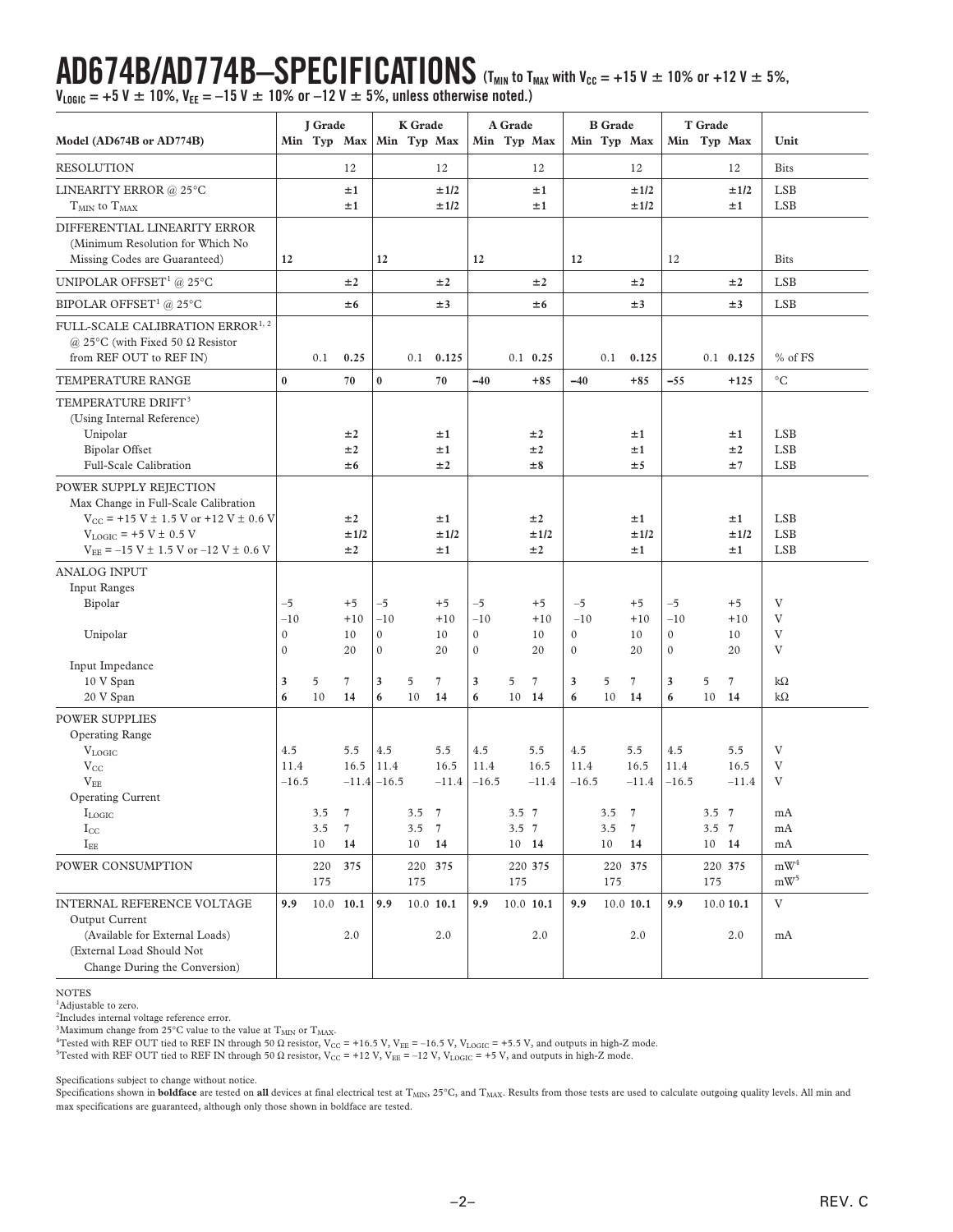# AD674B/AD774B–SPECIFICATIONS

($T_{MIN}$ to $T_{MAX}$ with $V_{CC}$ = +15 V ± 10% or +12 V ± 5%, $V_{LOGIC}$ = +5 V ± 10%, $V_{EE}$ = –15 V ± 10% or –12 V ± 5%, unless otherwise noted.)

| Model (AD674B or AD774B) | J Grade Min | J Grade Typ | J Grade Max | K Grade Min | K Grade Typ | K Grade Max | A Grade Min | A Grade Typ | A Grade Max | B Grade Min | B Grade Typ | B Grade Max | T Grade Min | T Grade Typ | T Grade Max | Unit |
|---|---|---|---|---|---|---|---|---|---|---|---|---|---|---|---|---|
| RESOLUTION | | | 12 | | | 12 | | | 12 | | | 12 | | | 12 | Bits |
| LINEARITY ERROR @ 25°C | | | ±1 | | | ±1/2 | | | ±1 | | | ±1/2 | | | ±1/2 | LSB |
| $T_{MIN}$ to $T_{MAX}$ | | | ±1 | | | ±1/2 | | | ±1 | | | ±1/2 | | | ±1 | LSB |
| DIFFERENTIAL LINEARITY ERROR (Minimum Resolution for Which No Missing Codes are Guaranteed) | **12** | | | **12** | | | **12** | | | **12** | | | 12 | | | Bits |
| UNIPOLAR OFFSET[1] @ 25°C | | | ±2 | | | ±2 | | | ±2 | | | ±2 | | | ±2 | LSB |
| BIPOLAR OFFSET[1] @ 25°C | | | ±6 | | | ±3 | | | ±6 | | | ±3 | | | ±3 | LSB |
| FULL-SCALE CALIBRATION ERROR[1, 2] @ 25°C (with Fixed 50 Ω Resistor from REF OUT to REF IN) | | 0.1 | **0.25** | | 0.1 | **0.125** | | 0.1 | **0.25** | | 0.1 | **0.125** | | 0.1 | **0.125** | % of FS |
| TEMPERATURE RANGE | **0** | | **70** | **0** | | **70** | **–40** | | **+85** | **–40** | | **+85** | **–55** | | **+125** | °C |
| TEMPERATURE DRIFT[3] (Using Internal Reference) | | | | | | | | | | | | | | | | |
| Unipolar | | | ±2 | | | ±1 | | | ±2 | | | ±1 | | | ±1 | LSB |
| Bipolar Offset | | | ±2 | | | ±1 | | | ±2 | | | ±1 | | | ±2 | LSB |
| Full-Scale Calibration | | | ±6 | | | ±2 | | | ±8 | | | ±5 | | | ±7 | LSB |
| POWER SUPPLY REJECTION Max Change in Full-Scale Calibration | | | | | | | | | | | | | | | | |
| $V_{CC}$ = +15 V ± 1.5 V or +12 V ± 0.6 V | | | ±2 | | | ±1 | | | ±2 | | | ±1 | | | ±1 | LSB |
| $V_{LOGIC}$ = +5 V ± 0.5 V | | | ±1/2 | | | ±1/2 | | | ±1/2 | | | ±1/2 | | | ±1/2 | LSB |
| $V_{EE}$ = –15 V ± 1.5 V or –12 V ± 0.6 V | | | ±2 | | | ±1 | | | ±2 | | | ±1 | | | ±1 | LSB |
| ANALOG INPUT Input Ranges | | | | | | | | | | | | | | | | |
| Bipolar | –5 | | +5 | –5 | | +5 | –5 | | +5 | –5 | | +5 | –5 | | +5 | V |
| | –10 | | +10 | –10 | | +10 | –10 | | +10 | –10 | | +10 | –10 | | +10 | V |
| Unipolar | 0 | | 10 | 0 | | 10 | 0 | | 10 | 0 | | 10 | 0 | | 10 | V |
| | 0 | | 20 | 0 | | 20 | 0 | | 20 | 0 | | 20 | 0 | | 20 | V |
| Input Impedance | | | | | | | | | | | | | | | | |
| 10 V Span | **3** | 5 | 7 | **3** | 5 | 7 | **3** | 5 | 7 | **3** | 5 | 7 | **3** | 5 | 7 | kΩ |
| 20 V Span | **6** | 10 | **14** | **6** | 10 | **14** | **6** | 10 | **14** | **6** | 10 | **14** | **6** | 10 | **14** | kΩ |
| POWER SUPPLIES Operating Range | | | | | | | | | | | | | | | | |
| $V_{LOGIC}$ | 4.5 | | 5.5 | 4.5 | | 5.5 | 4.5 | | 5.5 | 4.5 | | 5.5 | 4.5 | | 5.5 | V |
| $V_{CC}$ | 11.4 | | 16.5 | 11.4 | | 16.5 | 11.4 | | 16.5 | 11.4 | | 16.5 | 11.4 | | 16.5 | V |
| $V_{EE}$ | –16.5 | | –11.4 | –16.5 | | –11.4 | –16.5 | | –11.4 | –16.5 | | –11.4 | –16.5 | | –11.4 | V |
| Operating Current | | | | | | | | | | | | | | | | |
| $I_{LOGIC}$ | | 3.5 | **7** | | 3.5 | **7** | | 3.5 | **7** | | 3.5 | **7** | | 3.5 | **7** | mA |
| $I_{CC}$ | | 3.5 | **7** | | 3.5 | **7** | | 3.5 | **7** | | 3.5 | **7** | | 3.5 | **7** | mA |
| $I_{EE}$ | | 10 | **14** | | 10 | **14** | | 10 | **14** | | 10 | **14** | | 10 | **14** | mA |
| POWER CONSUMPTION | | 220 | **375** | | 220 | **375** | | 220 | **375** | | 220 | **375** | | 220 | **375** | mW[4] |
| | | 175 | | | 175 | | | 175 | | | 175 | | | 175 | | mW[5] |
| INTERNAL REFERENCE VOLTAGE | **9.9** | 10.0 | **10.1** | **9.9** | 10.0 | **10.1** | **9.9** | 10.0 | **10.1** | **9.9** | 10.0 | **10.1** | **9.9** | 10.0 | **10.1** | V |
| Output Current (Available for External Loads) (External Load Should Not Change During the Conversion) | | | 2.0 | | | 2.0 | | | 2.0 | | | 2.0 | | | 2.0 | mA |

NOTES

[1]Adjustable to zero.

[2]Includes internal voltage reference error.

[3]Maximum change from 25°C value to the value at $T_{MIN}$ or $T_{MAX}$.

[4]Tested with REF OUT tied to REF IN through 50 Ω resistor, $V_{CC}$ = +16.5 V, $V_{EE}$ = –16.5 V, $V_{LOGIC}$ = +5.5 V, and outputs in high-Z mode.

[5]Tested with REF OUT tied to REF IN through 50 Ω resistor, $V_{CC}$ = +12 V, $V_{EE}$ = –12 V, $V_{LOGIC}$ = +5 V, and outputs in high-Z mode.

Specifications subject to change without notice.

Specifications shown in **boldface** are tested on **all** devices at final electrical test at $T_{MIN}$, 25°C, and $T_{MAX}$. Results from those tests are used to calculate outgoing quality levels. All min and max specifications are guaranteed, although only those shown in boldface are tested.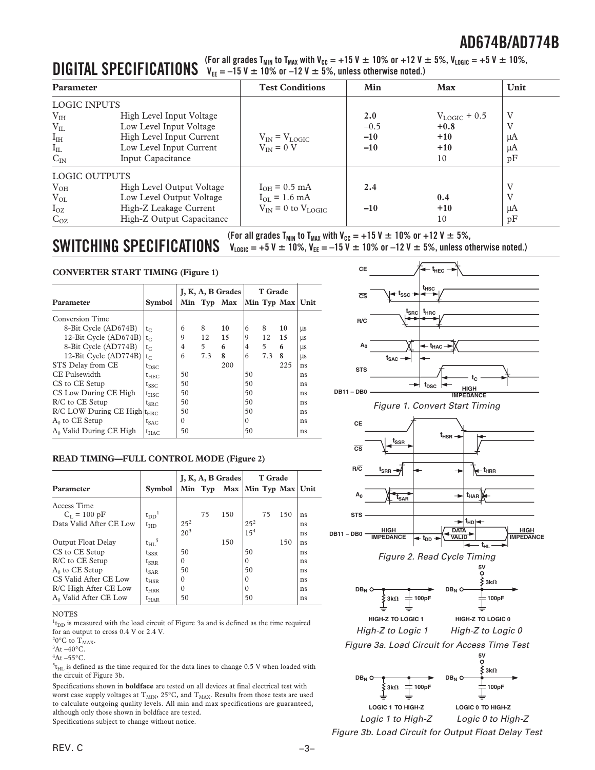# DIGITAL SPECIFICATIONS

(For all grades $T_{MIN}$ to $T_{MAX}$ with $V_{CC}$ = +15 V ± 10% or +12 V ± 5%, $V_{LOGIC}$ = +5 V ± 10%, $V_{EE}$ = –15 V ± 10% or –12 V ± 5%, unless otherwise noted.)

| Parameter | | Test Conditions | Min | Max | Unit |
|---|---|---|---|---|---|
| LOGIC INPUTS | | | | | |
| $V_{IH}$ | High Level Input Voltage | | **2.0** | $V_{LOGIC}$ + 0.5 | V |
| $V_{IL}$ | Low Level Input Voltage | | –0.5 | **+0.8** | V |
| $I_{IH}$ | High Level Input Current | $V_{IN} = V_{LOGIC}$ | **–10** | **+10** | µA |
| $I_{IL}$ | Low Level Input Current | $V_{IN}$ = 0 V | **–10** | **+10** | µA |
| $C_{IN}$ | Input Capacitance | | | 10 | pF |
| LOGIC OUTPUTS | | | | | |
| $V_{OH}$ | High Level Output Voltage | $I_{OH}$ = 0.5 mA | **2.4** | | V |
| $V_{OL}$ | Low Level Output Voltage | $I_{OL}$ = 1.6 mA | | **0.4** | V |
| $I_{OZ}$ | High-Z Leakage Current | $V_{IN}$ = 0 to $V_{LOGIC}$ | **–10** | **+10** | µA |
| $C_{OZ}$ | High-Z Output Capacitance | | | 10 | pF |

# SWITCHING SPECIFICATIONS

(For all grades $T_{MIN}$ to $T_{MAX}$ with $V_{CC}$ = +15 V ± 10% or +12 V ± 5%, $V_{LOGIC}$ = +5 V ± 10%, $V_{EE}$ = –15 V ± 10% or –12 V ± 5%, unless otherwise noted.)

### CONVERTER START TIMING (Figure 1)

| | | J, K, A, B Grades | | | T Grade | | | |
|---|---|---|---|---|---|---|---|---|
| Parameter | Symbol | Min | Typ | Max | Min | Typ | Max | Unit |
| Conversion Time | | | | | | | | |
| 8-Bit Cycle (AD674B) | $t_C$ | 6 | 8 | **10** | 6 | 8 | **10** | µs |
| 12-Bit Cycle (AD674B) | $t_C$ | 9 | 12 | **15** | 9 | 12 | **15** | µs |
| 8-Bit Cycle (AD774B) | $t_C$ | 4 | 5 | **6** | 4 | 5 | **6** | µs |
| 12-Bit Cycle (AD774B) | $t_C$ | 6 | 7.3 | **8** | 6 | 7.3 | **8** | µs |
| STS Delay from CE | $t_{DSC}$ | | | 200 | | | 225 | ns |
| CE Pulsewidth | $t_{HEC}$ | 50 | | | 50 | | | ns |
| CS to CE Setup | $t_{SSC}$ | 50 | | | 50 | | | ns |
| CS Low During CE High | $t_{HSC}$ | 50 | | | 50 | | | ns |
| R/C to CE Setup | $t_{SRC}$ | 50 | | | 50 | | | ns |
| R/C LOW During CE High | $t_{HRC}$ | 50 | | | 50 | | | ns |
| $A_0$ to CE Setup | $t_{SAC}$ | 0 | | | 0 | | | ns |
| $A_0$ Valid During CE High | $t_{HAC}$ | 50 | | | 50 | | | ns |

### READ TIMING—FULL CONTROL MODE (Figure 2)

| | | J, K, A, B Grades | | | T Grade | | | |
|---|---|---|---|---|---|---|---|---|
| Parameter | Symbol | Min | Typ | Max | Min | Typ | Max | Unit |
| Access Time | | | | | | | | |
| $C_L$ = 100 pF | $t_{DD}$[1] | | 75 | 150 | | 75 | 150 | ns |
| Data Valid After CE Low | $t_{HD}$ | 25[2] | | | 25[2] | | | ns |
| | | 20[3] | | | 15[4] | | | ns |
| Output Float Delay | $t_{HL}$[5] | | | 150 | | | 150 | ns |
| CS to CE Setup | $t_{SSR}$ | 50 | | | 50 | | | ns |
| R/C to CE Setup | $t_{SRR}$ | 0 | | | 0 | | | ns |
| $A_0$ to CE Setup | $t_{SAR}$ | 50 | | | 50 | | | ns |
| CS Valid After CE Low | $t_{HSR}$ | 0 | | | 0 | | | ns |
| R/C High After CE Low | $t_{HRR}$ | 0 | | | 0 | | | ns |
| $A_0$ Valid After CE Low | $t_{HAR}$ | 50 | | | 50 | | | ns |

NOTES

[1] $t_{DD}$ is measured with the load circuit of Figure 3a and is defined as the time required for an output to cross 0.4 V or 2.4 V.

[2] 0°C to $T_{MAX}$.

[3] At –40°C.

[4] At –55°C.

[5] $t_{HL}$ is defined as the time required for the data lines to change 0.5 V when loaded with the circuit of Figure 3b.

Specifications shown in **boldface** are tested on all devices at final electrical test with worst case supply voltages at $T_{MIN}$, 25°C, and $T_{MAX}$. Results from those tests are used to calculate outgoing quality levels. All min and max specifications are guaranteed, although only those shown in boldface are tested.

Specifications subject to change without notice.

*Figure 1. Convert Start Timing*

*Figure 2. Read Cycle Timing*

*High-Z to Logic 1* *High-Z to Logic 0*

*Figure 3a. Load Circuit for Access Time Test*

*Logic 1 to High-Z* *Logic 0 to High-Z*

*Figure 3b. Load Circuit for Output Float Delay Test*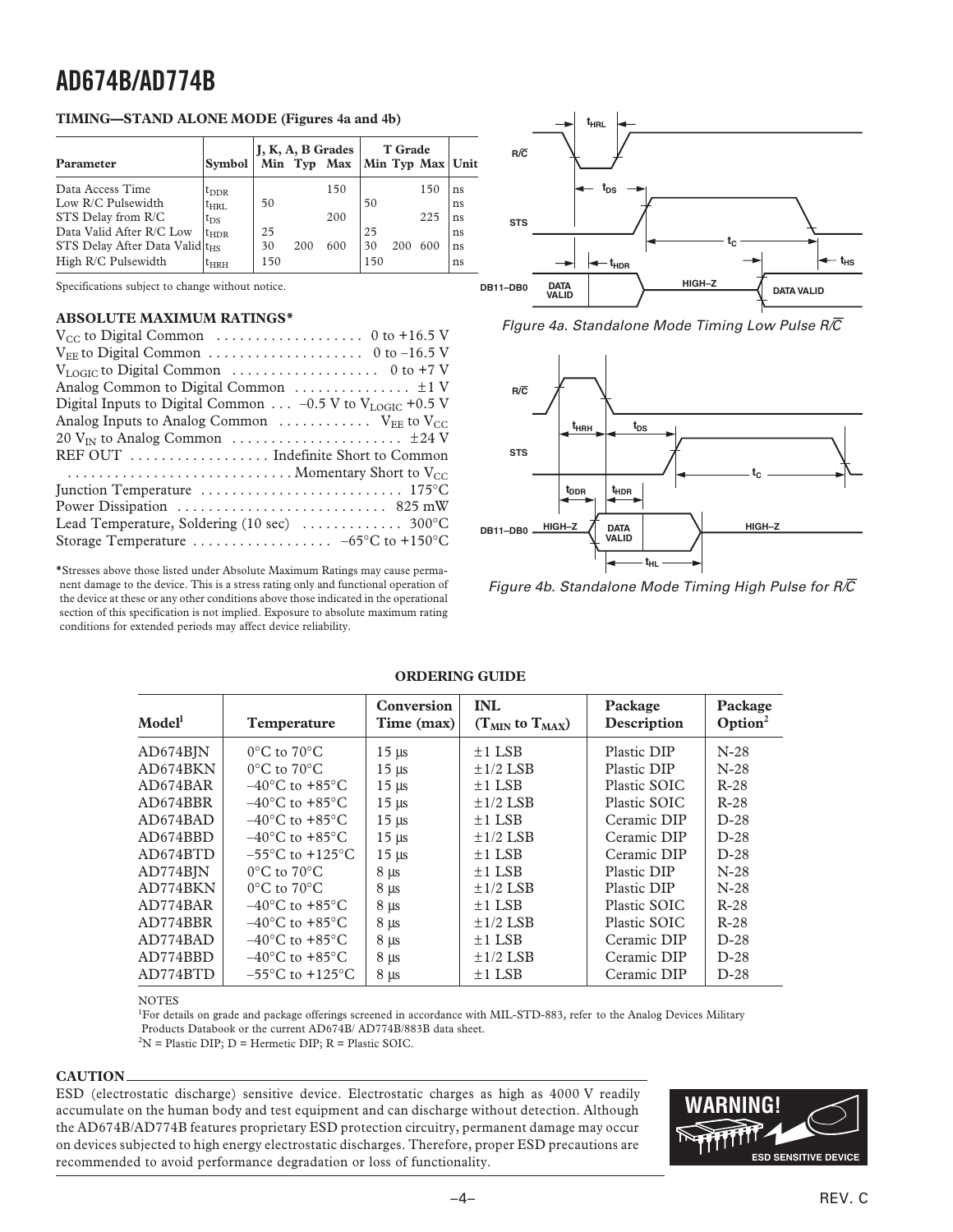## TIMING—STAND ALONE MODE (Figures 4a and 4b)

| Parameter | Symbol | J, K, A, B Grades Min | Typ | Max | T Grade Min | Typ | Max | Unit |
|---|---|---|---|---|---|---|---|---|
| Data Access Time | $t_{DDR}$ | | | 150 | | | 150 | ns |
| Low R/C Pulsewidth | $t_{HRL}$ | 50 | | | 50 | | | ns |
| STS Delay from R/C | $t_{DS}$ | | | 200 | | | 225 | ns |
| Data Valid After R/C Low | $t_{HDR}$ | 25 | | | 25 | | | ns |
| STS Delay After Data Valid | $t_{HS}$ | 30 | 200 | 600 | 30 | 200 | 600 | ns |
| High R/C Pulsewidth | $t_{HRH}$ | 150 | | | 150 | | | ns |

Specifications subject to change without notice.

Figure 4a. Standalone Mode Timing Low Pulse R/$\overline{C}$

Figure 4b. Standalone Mode Timing High Pulse for R/$\overline{C}$

## ABSOLUTE MAXIMUM RATINGS*

$V_{CC}$ to Digital Common . . . . . . . . . . . . . . . . . . 0 to +16.5 V
$V_{EE}$ to Digital Common . . . . . . . . . . . . . . . . . . . 0 to –16.5 V
$V_{LOGIC}$ to Digital Common . . . . . . . . . . . . . . . . . . 0 to +7 V
Analog Common to Digital Common . . . . . . . . . . . . . . . ±1 V
Digital Inputs to Digital Common . . . –0.5 V to $V_{LOGIC}$ +0.5 V
Analog Inputs to Analog Common . . . . . . . . . . . $V_{EE}$ to $V_{CC}$
20 $V_{IN}$ to Analog Common . . . . . . . . . . . . . . . . . . . . . ±24 V
REF OUT . . . . . . . . . . . . . . . . . . Indefinite Short to Common
. . . . . . . . . . . . . . . . . . . . . . . . . . . . Momentary Short to $V_{CC}$
Junction Temperature . . . . . . . . . . . . . . . . . . . . . . . . . 175°C
Power Dissipation . . . . . . . . . . . . . . . . . . . . . . . . . . 825 mW
Lead Temperature, Soldering (10 sec) . . . . . . . . . . . . 300°C
Storage Temperature . . . . . . . . . . . . . . . . . –65°C to +150°C

*Stresses above those listed under Absolute Maximum Ratings may cause permanent damage to the device. This is a stress rating only and functional operation of the device at these or any other conditions above those indicated in the operational section of this specification is not implied. Exposure to absolute maximum rating conditions for extended periods may affect device reliability.

## ORDERING GUIDE

| Model[1] | Temperature | Conversion Time (max) | INL ($T_{MIN}$ to $T_{MAX}$) | Package Description | Package Option[2] |
|---|---|---|---|---|---|
| AD674BJN | 0°C to 70°C | 15 µs | ±1 LSB | Plastic DIP | N-28 |
| AD674BKN | 0°C to 70°C | 15 µs | ±1/2 LSB | Plastic DIP | N-28 |
| AD674BAR | –40°C to +85°C | 15 µs | ±1 LSB | Plastic SOIC | R-28 |
| AD674BBR | –40°C to +85°C | 15 µs | ±1/2 LSB | Plastic SOIC | R-28 |
| AD674BAD | –40°C to +85°C | 15 µs | ±1 LSB | Ceramic DIP | D-28 |
| AD674BBD | –40°C to +85°C | 15 µs | ±1/2 LSB | Ceramic DIP | D-28 |
| AD674BTD | –55°C to +125°C | 15 µs | ±1 LSB | Ceramic DIP | D-28 |
| AD774BJN | 0°C to 70°C | 8 µs | ±1 LSB | Plastic DIP | N-28 |
| AD774BKN | 0°C to 70°C | 8 µs | ±1/2 LSB | Plastic DIP | N-28 |
| AD774BAR | –40°C to +85°C | 8 µs | ±1 LSB | Plastic SOIC | R-28 |
| AD774BBR | –40°C to +85°C | 8 µs | ±1/2 LSB | Plastic SOIC | R-28 |
| AD774BAD | –40°C to +85°C | 8 µs | ±1 LSB | Ceramic DIP | D-28 |
| AD774BBD | –40°C to +85°C | 8 µs | ±1/2 LSB | Ceramic DIP | D-28 |
| AD774BTD | –55°C to +125°C | 8 µs | ±1 LSB | Ceramic DIP | D-28 |

NOTES
[1]For details on grade and package offerings screened in accordance with MIL-STD-883, refer to the Analog Devices Military Products Databook or the current AD674B/ AD774B/883B data sheet.
[2]N = Plastic DIP; D = Hermetic DIP; R = Plastic SOIC.

### CAUTION

ESD (electrostatic discharge) sensitive device. Electrostatic charges as high as 4000 V readily accumulate on the human body and test equipment and can discharge without detection. Although the AD674B/AD774B features proprietary ESD protection circuitry, permanent damage may occur on devices subjected to high energy electrostatic discharges. Therefore, proper ESD precautions are recommended to avoid performance degradation or loss of functionality.

WARNING! ESD SENSITIVE DEVICE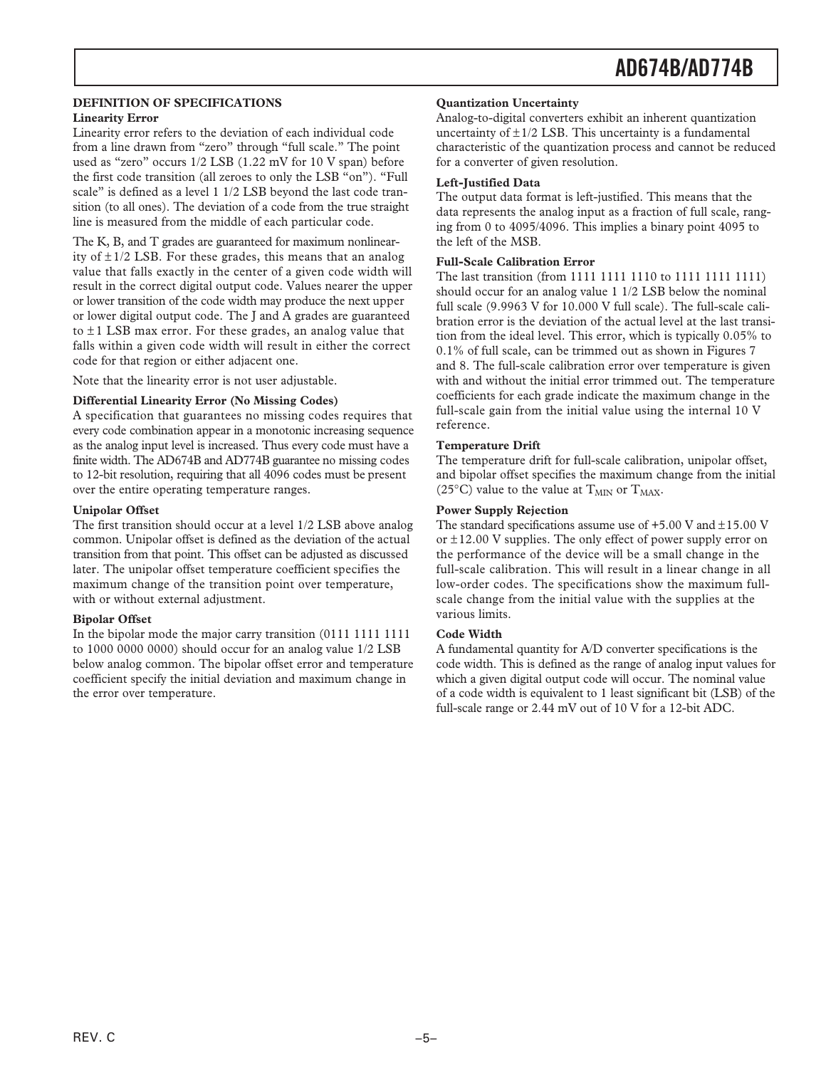## DEFINITION OF SPECIFICATIONS

### Linearity Error

Linearity error refers to the deviation of each individual code from a line drawn from "zero" through "full scale." The point used as "zero" occurs 1/2 LSB (1.22 mV for 10 V span) before the first code transition (all zeroes to only the LSB "on"). "Full scale" is defined as a level 1 1/2 LSB beyond the last code transition (to all ones). The deviation of a code from the true straight line is measured from the middle of each particular code.

The K, B, and T grades are guaranteed for maximum nonlinearity of ±1/2 LSB. For these grades, this means that an analog value that falls exactly in the center of a given code width will result in the correct digital output code. Values nearer the upper or lower transition of the code width may produce the next upper or lower digital output code. The J and A grades are guaranteed to ±1 LSB max error. For these grades, an analog value that falls within a given code width will result in either the correct code for that region or either adjacent one.

Note that the linearity error is not user adjustable.

### Differential Linearity Error (No Missing Codes)

A specification that guarantees no missing codes requires that every code combination appear in a monotonic increasing sequence as the analog input level is increased. Thus every code must have a finite width. The AD674B and AD774B guarantee no missing codes to 12-bit resolution, requiring that all 4096 codes must be present over the entire operating temperature ranges.

### Unipolar Offset

The first transition should occur at a level 1/2 LSB above analog common. Unipolar offset is defined as the deviation of the actual transition from that point. This offset can be adjusted as discussed later. The unipolar offset temperature coefficient specifies the maximum change of the transition point over temperature, with or without external adjustment.

### Bipolar Offset

In the bipolar mode the major carry transition (0111 1111 1111 to 1000 0000 0000) should occur for an analog value 1/2 LSB below analog common. The bipolar offset error and temperature coefficient specify the initial deviation and maximum change in the error over temperature.

### Quantization Uncertainty

Analog-to-digital converters exhibit an inherent quantization uncertainty of ±1/2 LSB. This uncertainty is a fundamental characteristic of the quantization process and cannot be reduced for a converter of given resolution.

### Left-Justified Data

The output data format is left-justified. This means that the data represents the analog input as a fraction of full scale, ranging from 0 to 4095/4096. This implies a binary point 4095 to the left of the MSB.

### Full-Scale Calibration Error

The last transition (from 1111 1111 1110 to 1111 1111 1111) should occur for an analog value 1 1/2 LSB below the nominal full scale (9.9963 V for 10.000 V full scale). The full-scale calibration error is the deviation of the actual level at the last transition from the ideal level. This error, which is typically 0.05% to 0.1% of full scale, can be trimmed out as shown in Figures 7 and 8. The full-scale calibration error over temperature is given with and without the initial error trimmed out. The temperature coefficients for each grade indicate the maximum change in the full-scale gain from the initial value using the internal 10 V reference.

### Temperature Drift

The temperature drift for full-scale calibration, unipolar offset, and bipolar offset specifies the maximum change from the initial (25°C) value to the value at $T_{MIN}$ or $T_{MAX}$.

### Power Supply Rejection

The standard specifications assume use of +5.00 V and ±15.00 V or ±12.00 V supplies. The only effect of power supply error on the performance of the device will be a small change in the full-scale calibration. This will result in a linear change in all low-order codes. The specifications show the maximum full-scale change from the initial value with the supplies at the various limits.

### Code Width

A fundamental quantity for A/D converter specifications is the code width. This is defined as the range of analog input values for which a given digital output code will occur. The nominal value of a code width is equivalent to 1 least significant bit (LSB) of the full-scale range or 2.44 mV out of 10 V for a 12-bit ADC.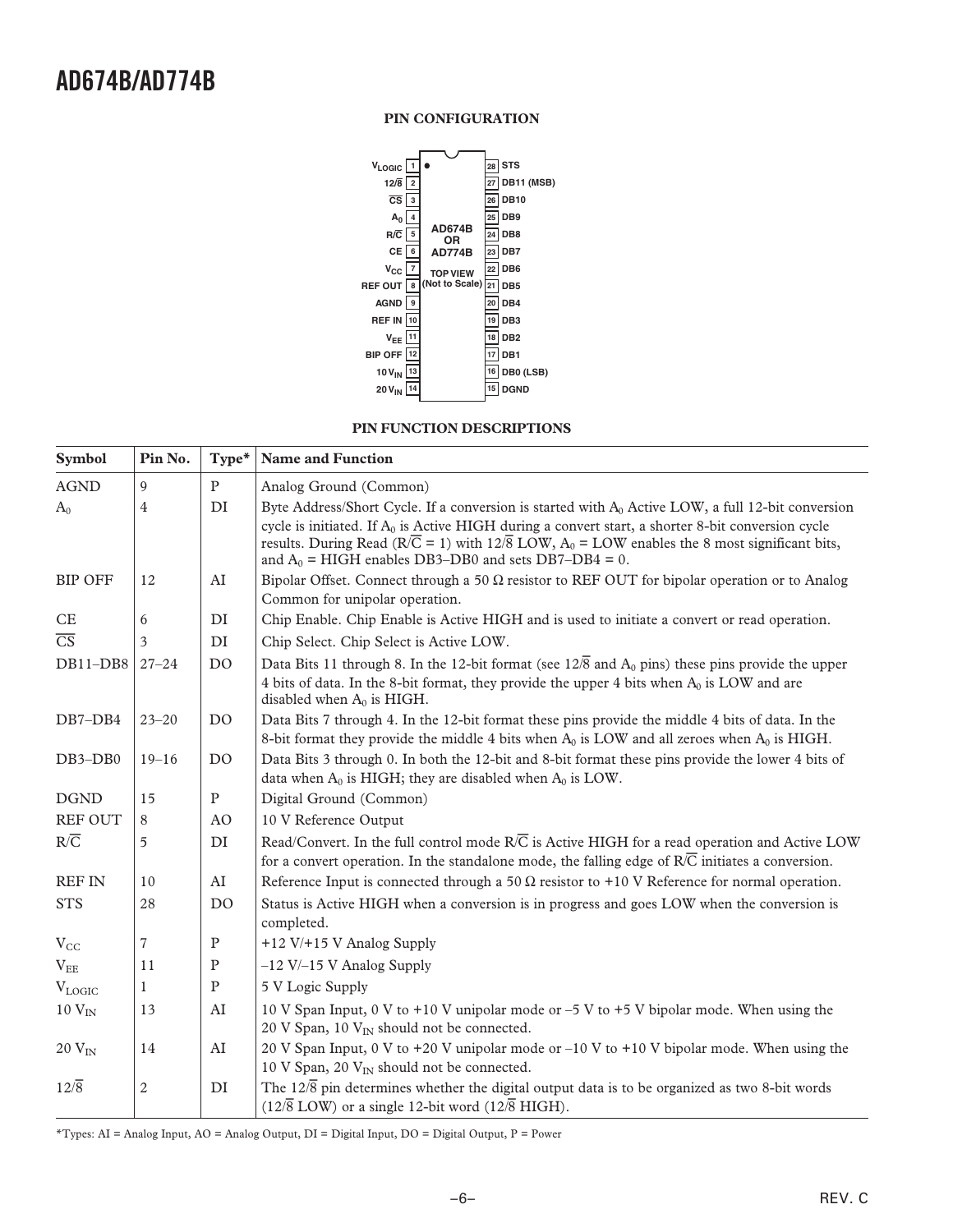## PIN CONFIGURATION

| Pin | Name | | Pin | Name |
|---|---|---|---|---|
| 1 | $V_{LOGIC}$ | | 28 | STS |
| 2 | $12/\overline{8}$ | | 27 | DB11 (MSB) |
| 3 | $\overline{CS}$ | | 26 | DB10 |
| 4 | $A_0$ | | 25 | DB9 |
| 5 | $R/\overline{C}$ | | 24 | DB8 |
| 6 | CE | | 23 | DB7 |
| 7 | $V_{CC}$ | | 22 | DB6 |
| 8 | REF OUT | | 21 | DB5 |
| 9 | AGND | | 20 | DB4 |
| 10 | REF IN | | 19 | DB3 |
| 11 | $V_{EE}$ | | 18 | DB2 |
| 12 | BIP OFF | | 17 | DB1 |
| 13 | 10 $V_{IN}$ | | 16 | DB0 (LSB) |
| 14 | 20 $V_{IN}$ | | 15 | DGND |

AD674B OR AD774B
TOP VIEW (Not to Scale)

## PIN FUNCTION DESCRIPTIONS

| Symbol | Pin No. | Type* | Name and Function |
|---|---|---|---|
| AGND | 9 | P | Analog Ground (Common) |
| $A_0$ | 4 | DI | Byte Address/Short Cycle. If a conversion is started with $A_0$ Active LOW, a full 12-bit conversion cycle is initiated. If $A_0$ is Active HIGH during a convert start, a shorter 8-bit conversion cycle results. During Read ($R/\overline{C}$ = 1) with $12/\overline{8}$ LOW, $A_0$ = LOW enables the 8 most significant bits, and $A_0$ = HIGH enables DB3–DB0 and sets DB7–DB4 = 0. |
| BIP OFF | 12 | AI | Bipolar Offset. Connect through a 50 Ω resistor to REF OUT for bipolar operation or to Analog Common for unipolar operation. |
| CE | 6 | DI | Chip Enable. Chip Enable is Active HIGH and is used to initiate a convert or read operation. |
| $\overline{CS}$ | 3 | DI | Chip Select. Chip Select is Active LOW. |
| DB11–DB8 | 27–24 | DO | Data Bits 11 through 8. In the 12-bit format (see $12/\overline{8}$ and $A_0$ pins) these pins provide the upper 4 bits of data. In the 8-bit format, they provide the upper 4 bits when $A_0$ is LOW and are disabled when $A_0$ is HIGH. |
| DB7–DB4 | 23–20 | DO | Data Bits 7 through 4. In the 12-bit format these pins provide the middle 4 bits of data. In the 8-bit format they provide the middle 4 bits when $A_0$ is LOW and all zeroes when $A_0$ is HIGH. |
| DB3–DB0 | 19–16 | DO | Data Bits 3 through 0. In both the 12-bit and 8-bit format these pins provide the lower 4 bits of data when $A_0$ is HIGH; they are disabled when $A_0$ is LOW. |
| DGND | 15 | P | Digital Ground (Common) |
| REF OUT | 8 | AO | 10 V Reference Output |
| $R/\overline{C}$ | 5 | DI | Read/Convert. In the full control mode $R/\overline{C}$ is Active HIGH for a read operation and Active LOW for a convert operation. In the standalone mode, the falling edge of $R/\overline{C}$ initiates a conversion. |
| REF IN | 10 | AI | Reference Input is connected through a 50 Ω resistor to +10 V Reference for normal operation. |
| STS | 28 | DO | Status is Active HIGH when a conversion is in progress and goes LOW when the conversion is completed. |
| $V_{CC}$ | 7 | P | +12 V/+15 V Analog Supply |
| $V_{EE}$ | 11 | P | –12 V/–15 V Analog Supply |
| $V_{LOGIC}$ | 1 | P | 5 V Logic Supply |
| 10 $V_{IN}$ | 13 | AI | 10 V Span Input, 0 V to +10 V unipolar mode or –5 V to +5 V bipolar mode. When using the 20 V Span, 10 $V_{IN}$ should not be connected. |
| 20 $V_{IN}$ | 14 | AI | 20 V Span Input, 0 V to +20 V unipolar mode or –10 V to +10 V bipolar mode. When using the 10 V Span, 20 $V_{IN}$ should not be connected. |
| $12/\overline{8}$ | 2 | DI | The $12/\overline{8}$ pin determines whether the digital output data is to be organized as two 8-bit words ($12/\overline{8}$ LOW) or a single 12-bit word ($12/\overline{8}$ HIGH). |

*Types: AI = Analog Input, AO = Analog Output, DI = Digital Input, DO = Digital Output, P = Power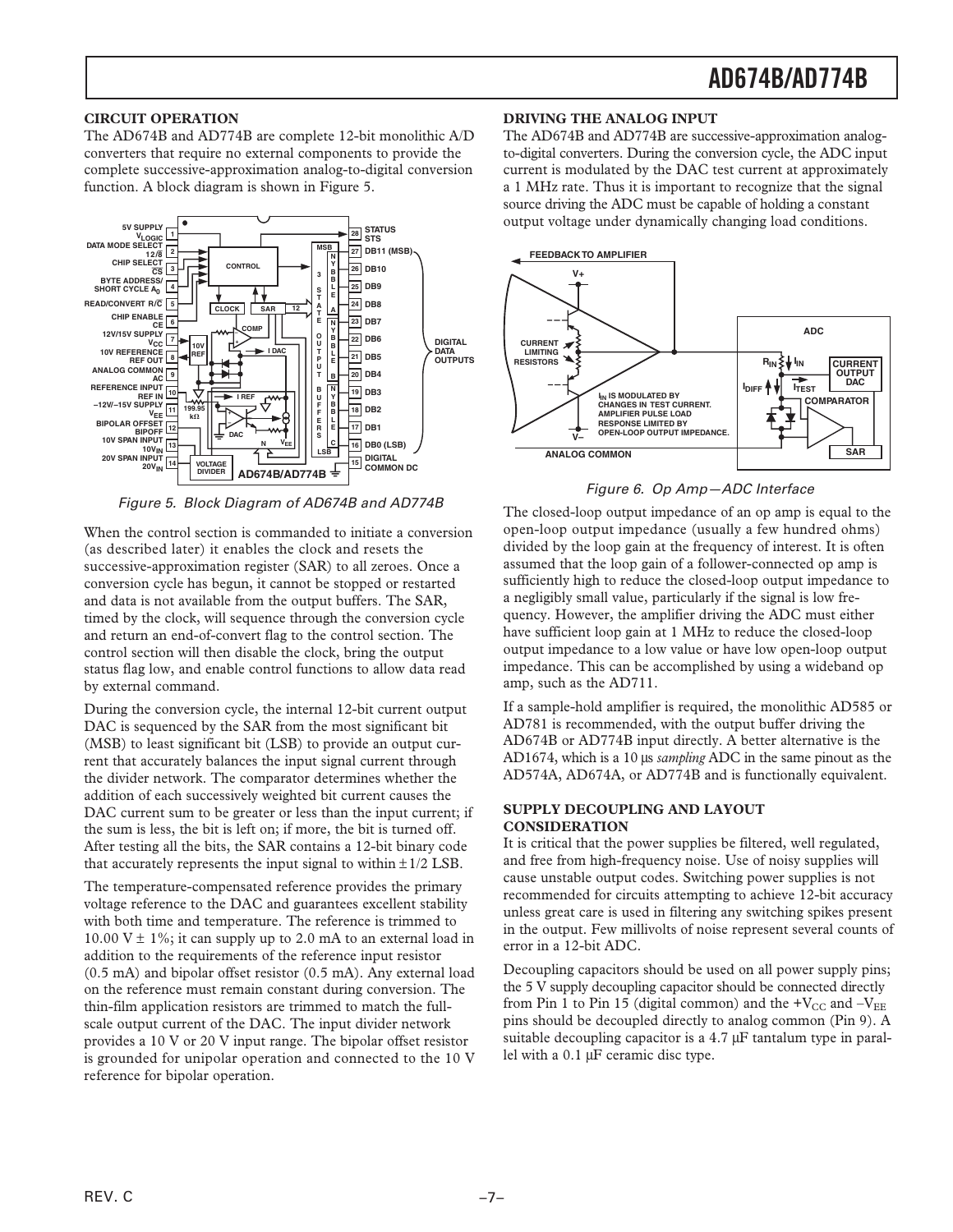## CIRCUIT OPERATION

The AD674B and AD774B are complete 12-bit monolithic A/D converters that require no external components to provide the complete successive-approximation analog-to-digital conversion function. A block diagram is shown in Figure 5.

Figure 5. Block Diagram of AD674B and AD774B

When the control section is commanded to initiate a conversion (as described later) it enables the clock and resets the successive-approximation register (SAR) to all zeroes. Once a conversion cycle has begun, it cannot be stopped or restarted and data is not available from the output buffers. The SAR, timed by the clock, will sequence through the conversion cycle and return an end-of-convert flag to the control section. The control section will then disable the clock, bring the output status flag low, and enable control functions to allow data read by external command.

During the conversion cycle, the internal 12-bit current output DAC is sequenced by the SAR from the most significant bit (MSB) to least significant bit (LSB) to provide an output current that accurately balances the input signal current through the divider network. The comparator determines whether the addition of each successively weighted bit current causes the DAC current sum to be greater or less than the input current; if the sum is less, the bit is left on; if more, the bit is turned off. After testing all the bits, the SAR contains a 12-bit binary code that accurately represents the input signal to within ±1/2 LSB.

The temperature-compensated reference provides the primary voltage reference to the DAC and guarantees excellent stability with both time and temperature. The reference is trimmed to 10.00 V ± 1%; it can supply up to 2.0 mA to an external load in addition to the requirements of the reference input resistor (0.5 mA) and bipolar offset resistor (0.5 mA). Any external load on the reference must remain constant during conversion. The thin-film application resistors are trimmed to match the full-scale output current of the DAC. The input divider network provides a 10 V or 20 V input range. The bipolar offset resistor is grounded for unipolar operation and connected to the 10 V reference for bipolar operation.

## DRIVING THE ANALOG INPUT

The AD674B and AD774B are successive-approximation analog-to-digital converters. During the conversion cycle, the ADC input current is modulated by the DAC test current at approximately a 1 MHz rate. Thus it is important to recognize that the signal source driving the ADC must be capable of holding a constant output voltage under dynamically changing load conditions.

Figure 6. Op Amp—ADC Interface

The closed-loop output impedance of an op amp is equal to the open-loop output impedance (usually a few hundred ohms) divided by the loop gain at the frequency of interest. It is often assumed that the loop gain of a follower-connected op amp is sufficiently high to reduce the closed-loop output impedance to a negligibly small value, particularly if the signal is low frequency. However, the amplifier driving the ADC must either have sufficient loop gain at 1 MHz to reduce the closed-loop output impedance to a low value or have low open-loop output impedance. This can be accomplished by using a wideband op amp, such as the AD711.

If a sample-hold amplifier is required, the monolithic AD585 or AD781 is recommended, with the output buffer driving the AD674B or AD774B input directly. A better alternative is the AD1674, which is a 10 µs *sampling* ADC in the same pinout as the AD574A, AD674A, or AD774B and is functionally equivalent.

## SUPPLY DECOUPLING AND LAYOUT CONSIDERATION

It is critical that the power supplies be filtered, well regulated, and free from high-frequency noise. Use of noisy supplies will cause unstable output codes. Switching power supplies is not recommended for circuits attempting to achieve 12-bit accuracy unless great care is used in filtering any switching spikes present in the output. Few millivolts of noise represent several counts of error in a 12-bit ADC.

Decoupling capacitors should be used on all power supply pins; the 5 V supply decoupling capacitor should be connected directly from Pin 1 to Pin 15 (digital common) and the $+V_{CC}$ and $-V_{EE}$ pins should be decoupled directly to analog common (Pin 9). A suitable decoupling capacitor is a 4.7 µF tantalum type in parallel with a 0.1 µF ceramic disc type.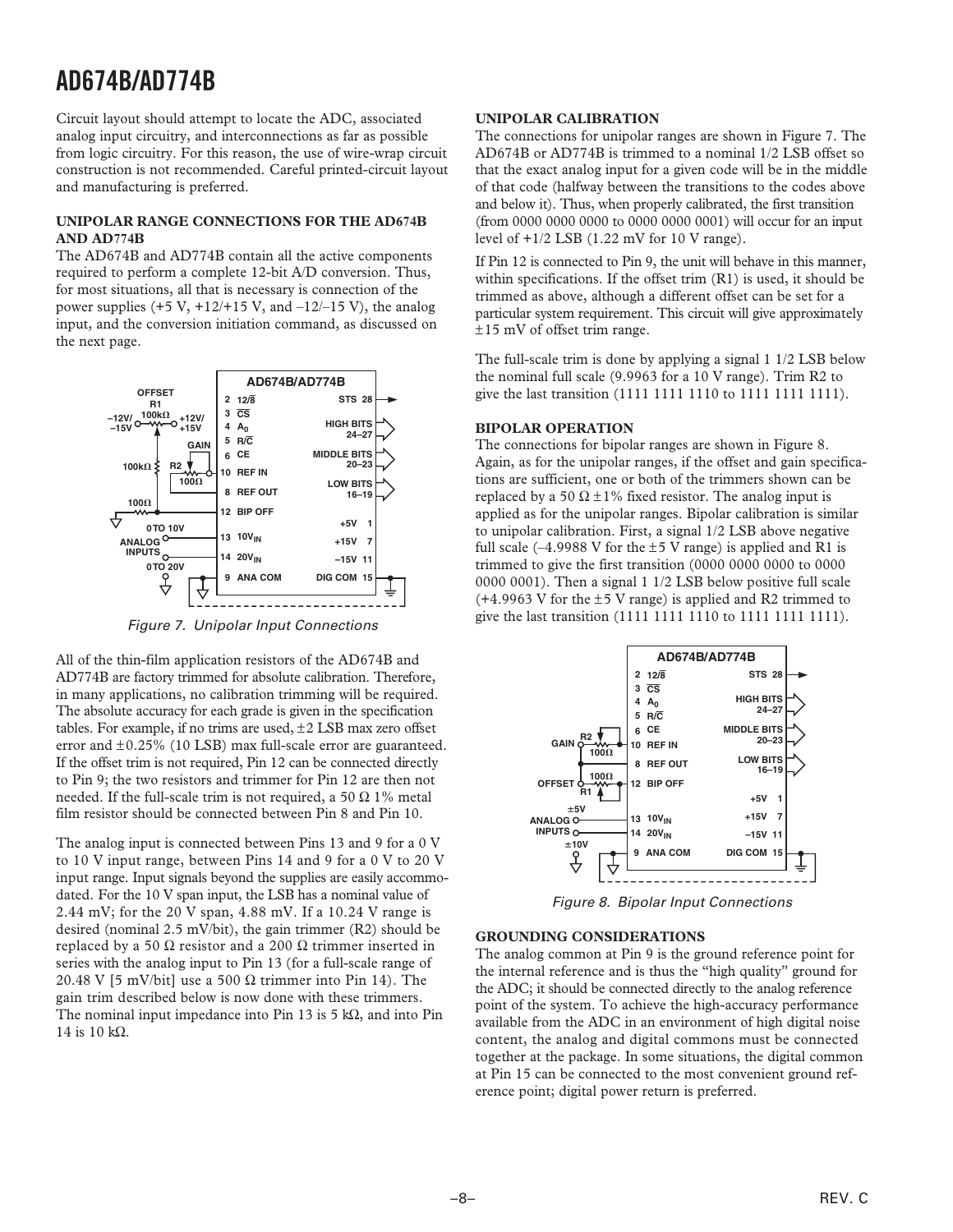Circuit layout should attempt to locate the ADC, associated analog input circuitry, and interconnections as far as possible from logic circuitry. For this reason, the use of wire-wrap circuit construction is not recommended. Careful printed-circuit layout and manufacturing is preferred.

### UNIPOLAR RANGE CONNECTIONS FOR THE AD674B AND AD774B

The AD674B and AD774B contain all the active components required to perform a complete 12-bit A/D conversion. Thus, for most situations, all that is necessary is connection of the power supplies (+5 V, +12/+15 V, and –12/–15 V), the analog input, and the conversion initiation command, as discussed on the next page.

*Figure 7. Unipolar Input Connections*

All of the thin-film application resistors of the AD674B and AD774B are factory trimmed for absolute calibration. Therefore, in many applications, no calibration trimming will be required. The absolute accuracy for each grade is given in the specification tables. For example, if no trims are used, ±2 LSB max zero offset error and ±0.25% (10 LSB) max full-scale error are guaranteed. If the offset trim is not required, Pin 12 can be connected directly to Pin 9; the two resistors and trimmer for Pin 12 are then not needed. If the full-scale trim is not required, a 50 Ω 1% metal film resistor should be connected between Pin 8 and Pin 10.

The analog input is connected between Pins 13 and 9 for a 0 V to 10 V input range, between Pins 14 and 9 for a 0 V to 20 V input range. Input signals beyond the supplies are easily accommodated. For the 10 V span input, the LSB has a nominal value of 2.44 mV; for the 20 V span, 4.88 mV. If a 10.24 V range is desired (nominal 2.5 mV/bit), the gain trimmer (R2) should be replaced by a 50 Ω resistor and a 200 Ω trimmer inserted in series with the analog input to Pin 13 (for a full-scale range of 20.48 V [5 mV/bit] use a 500 Ω trimmer into Pin 14). The gain trim described below is now done with these trimmers. The nominal input impedance into Pin 13 is 5 kΩ, and into Pin 14 is 10 kΩ.

### UNIPOLAR CALIBRATION

The connections for unipolar ranges are shown in Figure 7. The AD674B or AD774B is trimmed to a nominal 1/2 LSB offset so that the exact analog input for a given code will be in the middle of that code (halfway between the transitions to the codes above and below it). Thus, when properly calibrated, the first transition (from 0000 0000 0000 to 0000 0000 0001) will occur for an input level of +1/2 LSB (1.22 mV for 10 V range).

If Pin 12 is connected to Pin 9, the unit will behave in this manner, within specifications. If the offset trim (R1) is used, it should be trimmed as above, although a different offset can be set for a particular system requirement. This circuit will give approximately ±15 mV of offset trim range.

The full-scale trim is done by applying a signal 1 1/2 LSB below the nominal full scale (9.9963 for a 10 V range). Trim R2 to give the last transition (1111 1111 1110 to 1111 1111 1111).

### BIPOLAR OPERATION

The connections for bipolar ranges are shown in Figure 8. Again, as for the unipolar ranges, if the offset and gain specifications are sufficient, one or both of the trimmers shown can be replaced by a 50 Ω ±1% fixed resistor. The analog input is applied as for the unipolar ranges. Bipolar calibration is similar to unipolar calibration. First, a signal 1/2 LSB above negative full scale (–4.9988 V for the ±5 V range) is applied and R1 is trimmed to give the first transition (0000 0000 0000 to 0000 0000 0001). Then a signal 1 1/2 LSB below positive full scale (+4.9963 V for the ±5 V range) is applied and R2 trimmed to give the last transition (1111 1111 1110 to 1111 1111 1111).

*Figure 8. Bipolar Input Connections*

### GROUNDING CONSIDERATIONS

The analog common at Pin 9 is the ground reference point for the internal reference and is thus the "high quality" ground for the ADC; it should be connected directly to the analog reference point of the system. To achieve the high-accuracy performance available from the ADC in an environment of high digital noise content, the analog and digital commons must be connected together at the package. In some situations, the digital common at Pin 15 can be connected to the most convenient ground reference point; digital power return is preferred.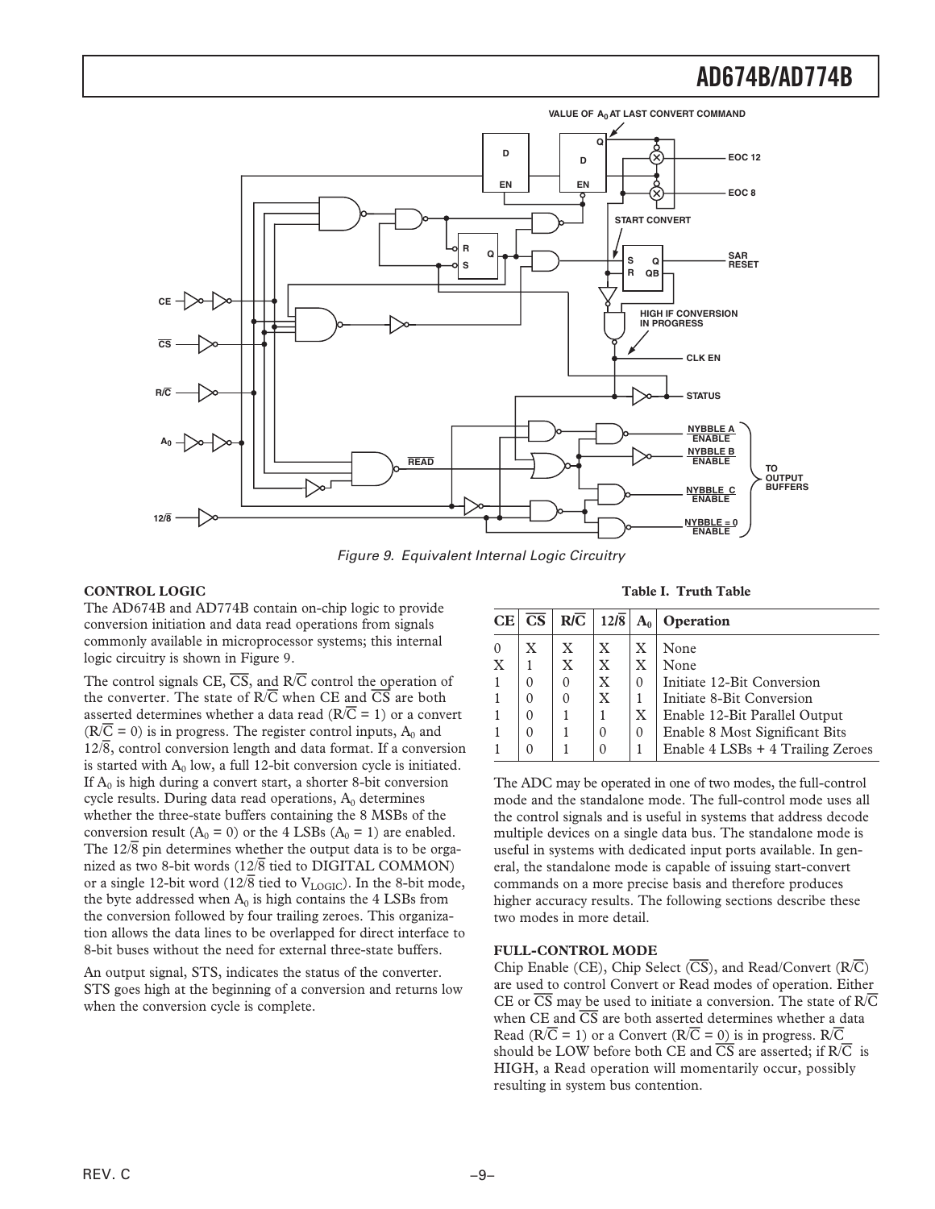Figure 9. Equivalent Internal Logic Circuitry

## CONTROL LOGIC

The AD674B and AD774B contain on-chip logic to provide conversion initiation and data read operations from signals commonly available in microprocessor systems; this internal logic circuitry is shown in Figure 9.

The control signals CE, $\overline{CS}$, and R/$\overline{C}$ control the operation of the converter. The state of R/$\overline{C}$ when CE and $\overline{CS}$ are both asserted determines whether a data read (R/$\overline{C}$ = 1) or a convert (R/$\overline{C}$ = 0) is in progress. The register control inputs, $A_0$ and 12/$\overline{8}$, control conversion length and data format. If a conversion is started with $A_0$ low, a full 12-bit conversion cycle is initiated. If $A_0$ is high during a convert start, a shorter 8-bit conversion cycle results. During data read operations, $A_0$ determines whether the three-state buffers containing the 8 MSBs of the conversion result ($A_0$ = 0) or the 4 LSBs ($A_0$ = 1) are enabled. The 12/$\overline{8}$ pin determines whether the output data is to be organized as two 8-bit words (12/$\overline{8}$ tied to DIGITAL COMMON) or a single 12-bit word (12/$\overline{8}$ tied to $V_{LOGIC}$). In the 8-bit mode, the byte addressed when $A_0$ is high contains the 4 LSBs from the conversion followed by four trailing zeroes. This organization allows the data lines to be overlapped for direct interface to 8-bit buses without the need for external three-state buffers.

An output signal, STS, indicates the status of the converter. STS goes high at the beginning of a conversion and returns low when the conversion cycle is complete.

**Table I. Truth Table**

| CE | $\overline{CS}$ | R/$\overline{C}$ | 12/$\overline{8}$ | $A_0$ | Operation |
|---|---|---|---|---|---|
| 0 | X | X | X | X | None |
| X | 1 | X | X | X | None |
| 1 | 0 | 0 | X | 0 | Initiate 12-Bit Conversion |
| 1 | 0 | 0 | X | 1 | Initiate 8-Bit Conversion |
| 1 | 0 | 1 | 1 | X | Enable 12-Bit Parallel Output |
| 1 | 0 | 1 | 0 | 0 | Enable 8 Most Significant Bits |
| 1 | 0 | 1 | 0 | 1 | Enable 4 LSBs + 4 Trailing Zeroes |

The ADC may be operated in one of two modes, the full-control mode and the standalone mode. The full-control mode uses all the control signals and is useful in systems that address decode multiple devices on a single data bus. The standalone mode is useful in systems with dedicated input ports available. In general, the standalone mode is capable of issuing start-convert commands on a more precise basis and therefore produces higher accuracy results. The following sections describe these two modes in more detail.

## FULL-CONTROL MODE

Chip Enable (CE), Chip Select ($\overline{CS}$), and Read/Convert (R/$\overline{C}$) are used to control Convert or Read modes of operation. Either CE or $\overline{CS}$ may be used to initiate a conversion. The state of R/$\overline{C}$ when CE and $\overline{CS}$ are both asserted determines whether a data Read (R/$\overline{C}$ = 1) or a Convert (R/$\overline{C}$ = 0) is in progress. R/$\overline{C}$ should be LOW before both CE and $\overline{CS}$ are asserted; if R/$\overline{C}$ is HIGH, a Read operation will momentarily occur, possibly resulting in system bus contention.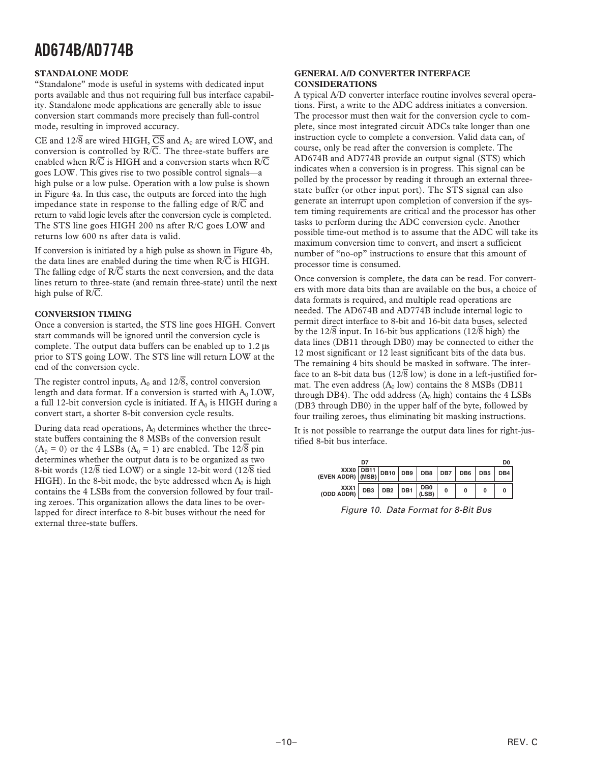### STANDALONE MODE

"Standalone" mode is useful in systems with dedicated input ports available and thus not requiring full bus interface capability. Standalone mode applications are generally able to issue conversion start commands more precisely than full-control mode, resulting in improved accuracy.

CE and $12/\overline{8}$ are wired HIGH, $\overline{CS}$ and $A_0$ are wired LOW, and conversion is controlled by $R/\overline{C}$. The three-state buffers are enabled when $R/\overline{C}$ is HIGH and a conversion starts when $R/\overline{C}$ goes LOW. This gives rise to two possible control signals—a high pulse or a low pulse. Operation with a low pulse is shown in Figure 4a. In this case, the outputs are forced into the high impedance state in response to the falling edge of $R/\overline{C}$ and return to valid logic levels after the conversion cycle is completed. The STS line goes HIGH 200 ns after R/C goes LOW and returns low 600 ns after data is valid.

If conversion is initiated by a high pulse as shown in Figure 4b, the data lines are enabled during the time when $R/\overline{C}$ is HIGH. The falling edge of $R/\overline{C}$ starts the next conversion, and the data lines return to three-state (and remain three-state) until the next high pulse of $R/\overline{C}$.

### CONVERSION TIMING

Once a conversion is started, the STS line goes HIGH. Convert start commands will be ignored until the conversion cycle is complete. The output data buffers can be enabled up to 1.2 µs prior to STS going LOW. The STS line will return LOW at the end of the conversion cycle.

The register control inputs, $A_0$ and $12/\overline{8}$, control conversion length and data format. If a conversion is started with $A_0$ LOW, a full 12-bit conversion cycle is initiated. If $A_0$ is HIGH during a convert start, a shorter 8-bit conversion cycle results.

During data read operations, $A_0$ determines whether the three-state buffers containing the 8 MSBs of the conversion result ($A_0 = 0$) or the 4 LSBs ($A_0 = 1$) are enabled. The $12/\overline{8}$ pin determines whether the output data is to be organized as two 8-bit words ($12/\overline{8}$ tied LOW) or a single 12-bit word ($12/\overline{8}$ tied HIGH). In the 8-bit mode, the byte addressed when $A_0$ is high contains the 4 LSBs from the conversion followed by four trailing zeroes. This organization allows the data lines to be overlapped for direct interface to 8-bit buses without the need for external three-state buffers.

### GENERAL A/D CONVERTER INTERFACE CONSIDERATIONS

A typical A/D converter interface routine involves several operations. First, a write to the ADC address initiates a conversion. The processor must then wait for the conversion cycle to complete, since most integrated circuit ADCs take longer than one instruction cycle to complete a conversion. Valid data can, of course, only be read after the conversion is complete. The AD674B and AD774B provide an output signal (STS) which indicates when a conversion is in progress. This signal can be polled by the processor by reading it through an external three-state buffer (or other input port). The STS signal can also generate an interrupt upon completion of conversion if the system timing requirements are critical and the processor has other tasks to perform during the ADC conversion cycle. Another possible time-out method is to assume that the ADC will take its maximum conversion time to convert, and insert a sufficient number of "no-op" instructions to ensure that this amount of processor time is consumed.

Once conversion is complete, the data can be read. For converters with more data bits than are available on the bus, a choice of data formats is required, and multiple read operations are needed. The AD674B and AD774B include internal logic to permit direct interface to 8-bit and 16-bit data buses, selected by the $12/\overline{8}$ input. In 16-bit bus applications ($12/\overline{8}$ high) the data lines (DB11 through DB0) may be connected to either the 12 most significant or 12 least significant bits of the data bus. The remaining 4 bits should be masked in software. The interface to an 8-bit data bus ($12/\overline{8}$ low) is done in a left-justified format. The even address ($A_0$ low) contains the 8 MSBs (DB11 through DB4). The odd address ($A_0$ high) contains the 4 LSBs (DB3 through DB0) in the upper half of the byte, followed by four trailing zeroes, thus eliminating bit masking instructions.

It is not possible to rearrange the output data lines for right-justified 8-bit bus interface.

| | D7 | | | | | | | D0 |
|---|---|---|---|---|---|---|---|---|
| XXX0 (EVEN ADDR) | DB11 (MSB) | DB10 | DB9 | DB8 | DB7 | DB6 | DB5 | DB4 |
| XXX1 (ODD ADDR) | DB3 | DB2 | DB1 | DB0 (LSB) | 0 | 0 | 0 | 0 |

*Figure 10. Data Format for 8-Bit Bus*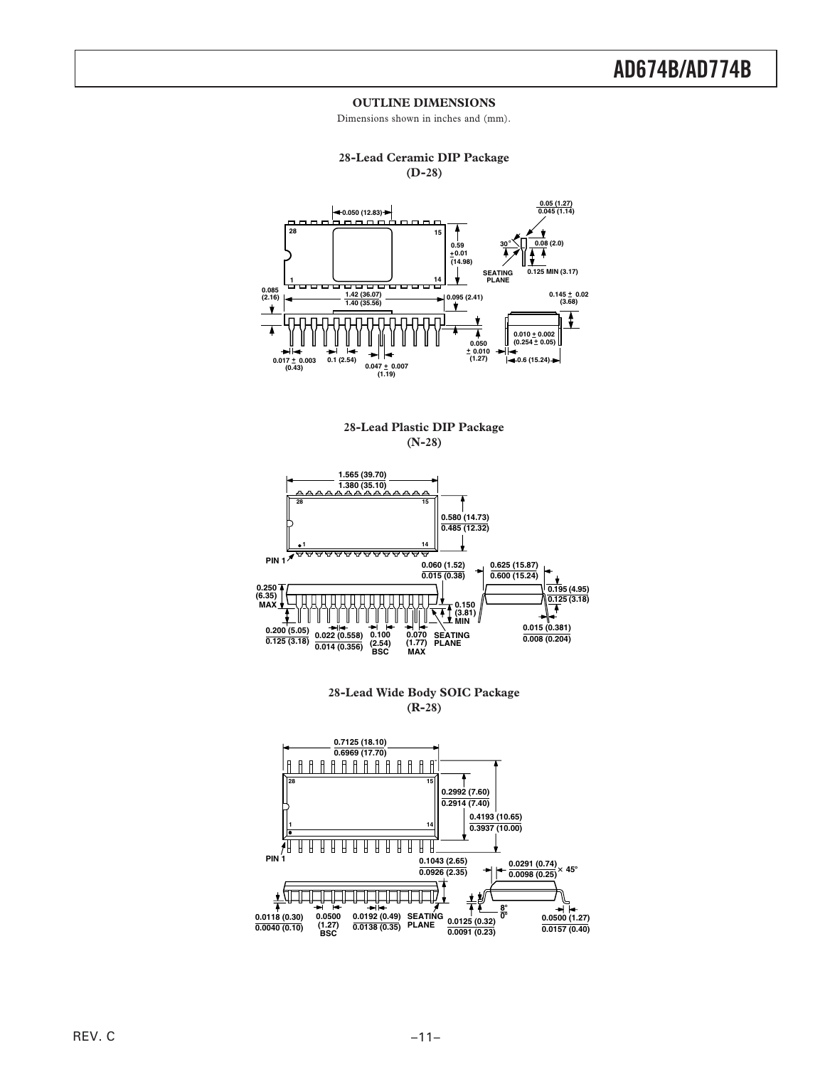## OUTLINE DIMENSIONS

Dimensions shown in inches and (mm).

### 28-Lead Ceramic DIP Package (D-28)

0.050 (12.83)

0.59 ±0.01 (14.98)

0.05 (1.27) / 0.045 (1.14)

30°

0.08 (2.0)

SEATING PLANE

0.125 MIN (3.17)

0.085 (2.16)

1.42 (36.07) / 1.40 (35.56)

0.095 (2.41)

0.145 ± 0.02 (3.68)

0.010 ± 0.002 (0.254 ± 0.05)

0.050 ± 0.010 (1.27)

0.017 ± 0.003 (0.43)

0.1 (2.54)

0.047 ± 0.007 (1.19)

0.6 (15.24)

### 28-Lead Plastic DIP Package (N-28)

1.565 (39.70) / 1.380 (35.10)

0.580 (14.73) / 0.485 (12.32)

PIN 1

0.060 (1.52) / 0.015 (0.38)

0.625 (15.87) / 0.600 (15.24)

0.250 (6.35) MAX

0.150 (3.81) MIN

0.195 (4.95) / 0.125 (3.18)

0.200 (5.05) / 0.125 (3.18)

0.022 (0.558) / 0.014 (0.356)

0.100 (2.54) BSC

0.070 (1.77) MAX

SEATING PLANE

0.015 (0.381) / 0.008 (0.204)

### 28-Lead Wide Body SOIC Package (R-28)

0.7125 (18.10) / 0.6969 (17.70)

0.2992 (7.60) / 0.2914 (7.40)

0.4193 (10.65) / 0.3937 (10.00)

PIN 1

0.1043 (2.65) / 0.0926 (2.35)

0.0291 (0.74) / 0.0098 (0.25) × 45°

0.0118 (0.30) / 0.0040 (0.10)

0.0500 (1.27) BSC

0.0192 (0.49) / 0.0138 (0.35)

SEATING PLANE

0.0125 (0.32) / 0.0091 (0.23)

8° / 0°

0.0500 (1.27) / 0.0157 (0.40)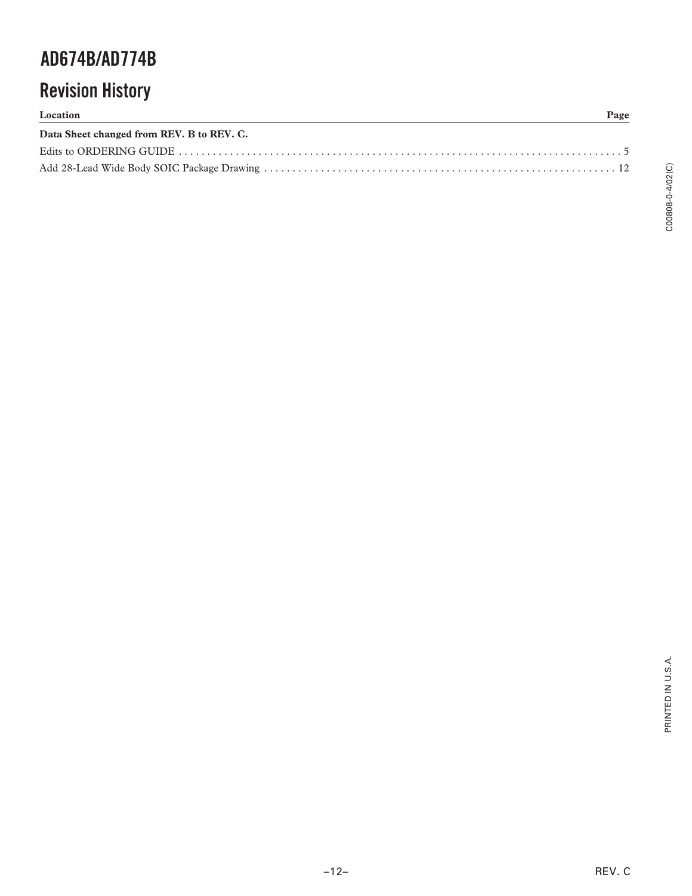## Revision History

| Location | Page |
|---|---|
| **Data Sheet changed from REV. B to REV. C.** | |
| Edits to ORDERING GUIDE | 5 |
| Add 28-Lead Wide Body SOIC Package Drawing | 12 |

C00808-0-4/02(C)

PRINTED IN U.S.A.